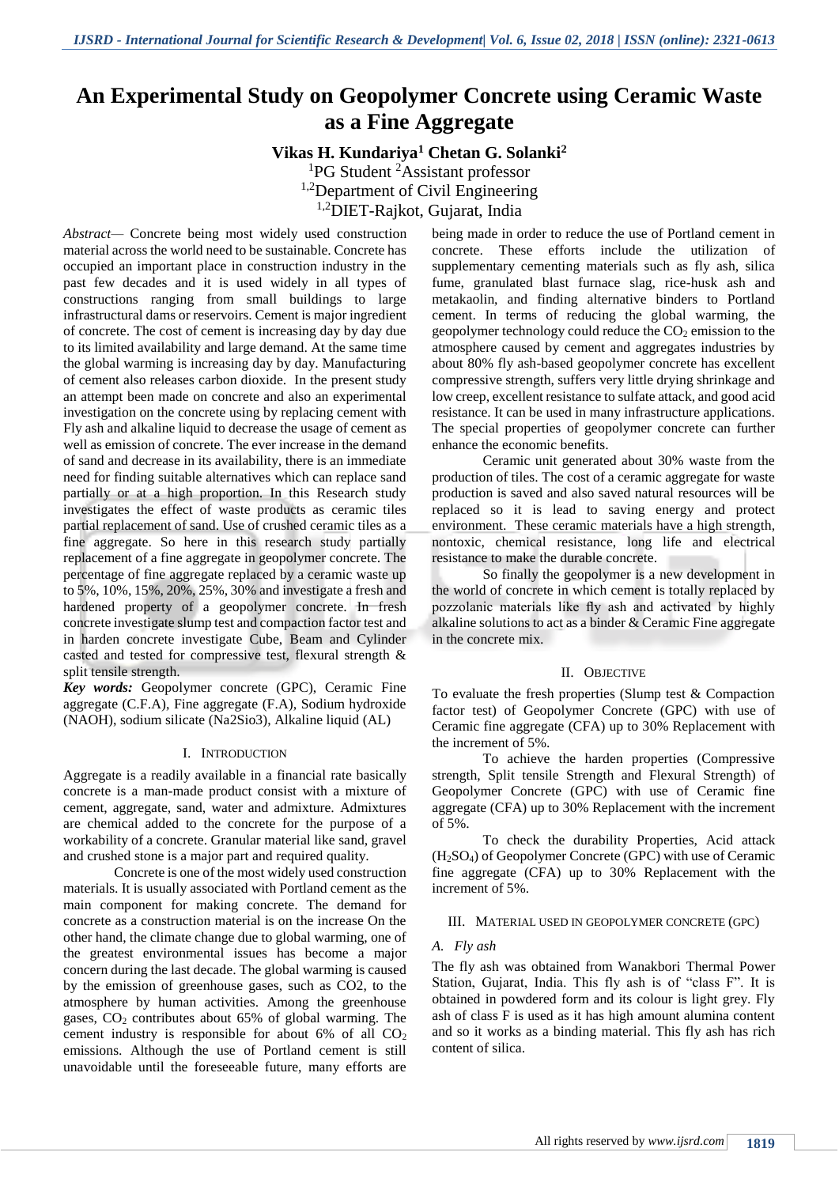# An Experimental Study on Geopolymer Concrete using Ceramic Waste as a Fine Aggregate

**Vikas H. Kundariya[1] Chetan G. Solanki[2]**

[1]PG Student [2]Assistant professor

[1,2]Department of Civil Engineering

[1,2]DIET-Rajkot, Gujarat, India

*Abstract*— Concrete being most widely used construction material across the world need to be sustainable. Concrete has occupied an important place in construction industry in the past few decades and it is used widely in all types of constructions ranging from small buildings to large infrastructural dams or reservoirs. Cement is major ingredient of concrete. The cost of cement is increasing day by day due to its limited availability and large demand. At the same time the global warming is increasing day by day. Manufacturing of cement also releases carbon dioxide. In the present study an attempt been made on concrete and also an experimental investigation on the concrete using by replacing cement with Fly ash and alkaline liquid to decrease the usage of cement as well as emission of concrete. The ever increase in the demand of sand and decrease in its availability, there is an immediate need for finding suitable alternatives which can replace sand partially or at a high proportion. In this Research study investigates the effect of waste products as ceramic tiles partial replacement of sand. Use of crushed ceramic tiles as a fine aggregate. So here in this research study partially replacement of a fine aggregate in geopolymer concrete. The percentage of fine aggregate replaced by a ceramic waste up to 5%, 10%, 15%, 20%, 25%, 30% and investigate a fresh and hardened property of a geopolymer concrete. In fresh concrete investigate slump test and compaction factor test and in harden concrete investigate Cube, Beam and Cylinder casted and tested for compressive test, flexural strength & split tensile strength.

***Key words:*** Geopolymer concrete (GPC), Ceramic Fine aggregate (C.F.A), Fine aggregate (F.A), Sodium hydroxide (NAOH), sodium silicate (Na2Sio3), Alkaline liquid (AL)

## I. Introduction

Aggregate is a readily available in a financial rate basically concrete is a man-made product consist with a mixture of cement, aggregate, sand, water and admixture. Admixtures are chemical added to the concrete for the purpose of a workability of a concrete. Granular material like sand, gravel and crushed stone is a major part and required quality.

Concrete is one of the most widely used construction materials. It is usually associated with Portland cement as the main component for making concrete. The demand for concrete as a construction material is on the increase On the other hand, the climate change due to global warming, one of the greatest environmental issues has become a major concern during the last decade. The global warming is caused by the emission of greenhouse gases, such as CO2, to the atmosphere by human activities. Among the greenhouse gases, $CO_2$ contributes about 65% of global warming. The cement industry is responsible for about 6% of all $CO_2$ emissions. Although the use of Portland cement is still unavoidable until the foreseeable future, many efforts are being made in order to reduce the use of Portland cement in concrete. These efforts include the utilization of supplementary cementing materials such as fly ash, silica fume, granulated blast furnace slag, rice-husk ash and metakaolin, and finding alternative binders to Portland cement. In terms of reducing the global warming, the geopolymer technology could reduce the $CO_2$ emission to the atmosphere caused by cement and aggregates industries by about 80% fly ash-based geopolymer concrete has excellent compressive strength, suffers very little drying shrinkage and low creep, excellent resistance to sulfate attack, and good acid resistance. It can be used in many infrastructure applications. The special properties of geopolymer concrete can further enhance the economic benefits.

Ceramic unit generated about 30% waste from the production of tiles. The cost of a ceramic aggregate for waste production is saved and also saved natural resources will be replaced so it is lead to saving energy and protect environment. These ceramic materials have a high strength, nontoxic, chemical resistance, long life and electrical resistance to make the durable concrete.

So finally the geopolymer is a new development in the world of concrete in which cement is totally replaced by pozzolanic materials like fly ash and activated by highly alkaline solutions to act as a binder & Ceramic Fine aggregate in the concrete mix.

## II. Objective

To evaluate the fresh properties (Slump test & Compaction factor test) of Geopolymer Concrete (GPC) with use of Ceramic fine aggregate (CFA) up to 30% Replacement with the increment of 5%.

To achieve the harden properties (Compressive strength, Split tensile Strength and Flexural Strength) of Geopolymer Concrete (GPC) with use of Ceramic fine aggregate (CFA) up to 30% Replacement with the increment of 5%.

To check the durability Properties, Acid attack ($H_2SO_4$) of Geopolymer Concrete (GPC) with use of Ceramic fine aggregate (CFA) up to 30% Replacement with the increment of 5%.

## III. Material used in Geopolymer Concrete (GPC)

### A. Fly ash

The fly ash was obtained from Wanakbori Thermal Power Station, Gujarat, India. This fly ash is of "class F". It is obtained in powdered form and its colour is light grey. Fly ash of class F is used as it has high amount alumina content and so it works as a binding material. This fly ash has rich content of silica.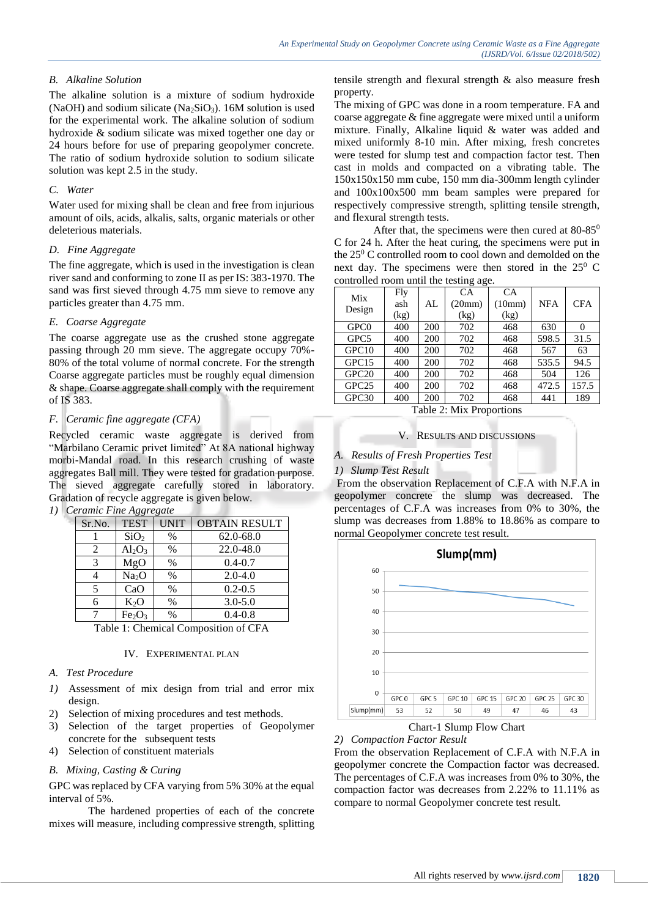### B. *Alkaline Solution*

The alkaline solution is a mixture of sodium hydroxide (NaOH) and sodium silicate ($Na_2SiO_3$). 16M solution is used for the experimental work. The alkaline solution of sodium hydroxide & sodium silicate was mixed together one day or 24 hours before for use of preparing geopolymer concrete. The ratio of sodium hydroxide solution to sodium silicate solution was kept 2.5 in the study.

### C. *Water*

Water used for mixing shall be clean and free from injurious amount of oils, acids, alkalis, salts, organic materials or other deleterious materials.

### D. *Fine Aggregate*

The fine aggregate, which is used in the investigation is clean river sand and conforming to zone II as per IS: 383-1970. The sand was first sieved through 4.75 mm sieve to remove any particles greater than 4.75 mm.

### E. *Coarse Aggregate*

The coarse aggregate use as the crushed stone aggregate passing through 20 mm sieve. The aggregate occupy 70%-80% of the total volume of normal concrete. For the strength Coarse aggregate particles must be roughly equal dimension & shape. Coarse aggregate shall comply with the requirement of IS 383.

### F. *Ceramic fine aggregate (CFA)*

Recycled ceramic waste aggregate is derived from "Marbilano Ceramic privet limited" At 8A national highway morbi-Mandal road. In this research crushing of waste aggregates Ball mill. They were tested for gradation purpose. The sieved aggregate carefully stored in laboratory. Gradation of recycle aggregate is given below.

1) *Ceramic Fine Aggregate*

| Sr.No. | TEST | UNIT | OBTAIN RESULT |
|---|---|---|---|
| 1 | $SiO_2$ | % | 62.0-68.0 |
| 2 | $Al_2O_3$ | % | 22.0-48.0 |
| 3 | MgO | % | 0.4-0.7 |
| 4 | $Na_2O$ | % | 2.0-4.0 |
| 5 | CaO | % | 0.2-0.5 |
| 6 | $K_2O$ | % | 3.0-5.0 |
| 7 | $Fe_2O_3$ | % | 0.4-0.8 |

Table 1: Chemical Composition of CFA

## IV. EXPERIMENTAL PLAN

### A. *Test Procedure*

1) Assessment of mix design from trial and error mix design.
2) Selection of mixing procedures and test methods.
3) Selection of the target properties of Geopolymer concrete for the subsequent tests
4) Selection of constituent materials

### B. *Mixing, Casting & Curing*

GPC was replaced by CFA varying from 5% 30% at the equal interval of 5%.

The hardened properties of each of the concrete mixes will measure, including compressive strength, splitting tensile strength and flexural strength & also measure fresh property.

The mixing of GPC was done in a room temperature. FA and coarse aggregate & fine aggregate were mixed until a uniform mixture. Finally, Alkaline liquid & water was added and mixed uniformly 8-10 min. After mixing, fresh concretes were tested for slump test and compaction factor test. Then cast in molds and compacted on a vibrating table. The 150x150x150 mm cube, 150 mm dia-300mm length cylinder and 100x100x500 mm beam samples were prepared for respectively compressive strength, splitting tensile strength, and flexural strength tests.

After that, the specimens were then cured at 80-85$^0$ C for 24 h. After the heat curing, the specimens were put in the 25$^0$ C controlled room to cool down and demolded on the next day. The specimens were then stored in the 25$^0$ C controlled room until the testing age.

| Mix Design | Fly ash (kg) | AL | CA (20mm) (kg) | CA (10mm) (kg) | NFA | CFA |
|---|---|---|---|---|---|---|
| GPC0 | 400 | 200 | 702 | 468 | 630 | 0 |
| GPC5 | 400 | 200 | 702 | 468 | 598.5 | 31.5 |
| GPC10 | 400 | 200 | 702 | 468 | 567 | 63 |
| GPC15 | 400 | 200 | 702 | 468 | 535.5 | 94.5 |
| GPC20 | 400 | 200 | 702 | 468 | 504 | 126 |
| GPC25 | 400 | 200 | 702 | 468 | 472.5 | 157.5 |
| GPC30 | 400 | 200 | 702 | 468 | 441 | 189 |

Table 2: Mix Proportions

## V. RESULTS AND DISCUSSIONS

### A. *Results of Fresh Properties Test*

1) *Slump Test Result*

From the observation Replacement of C.F.A with N.F.A in geopolymer concrete the slump was decreased. The percentages of C.F.A was increases from 0% to 30%, the slump was decreases from 1.88% to 18.86% as compare to normal Geopolymer concrete test result.

Slump(mm)

60
50
40
30
20
10
0

GPC 0 GPC 5 GPC 10 GPC 15 GPC 20 GPC 25 GPC 30

Slump(mm) 53 52 50 49 47 46 43

Chart-1 Slump Flow Chart

2) *Compaction Factor Result*

From the observation Replacement of C.F.A with N.F.A in geopolymer concrete the Compaction factor was decreased. The percentages of C.F.A was increases from 0% to 30%, the compaction factor was decreases from 2.22% to 11.11% as compare to normal Geopolymer concrete test result.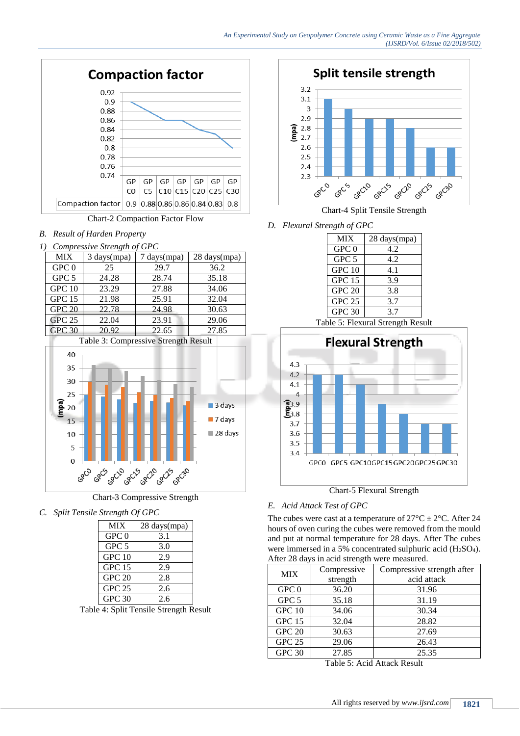Compaction factor

0.92
0.9
0.88
0.86
0.84
0.82
0.8
0.78
0.76
0.74

| | GP C0 | GP C5 | GP C10 | GP C15 | GP C20 | GP C25 | GP C30 |
|---|---|---|---|---|---|---|---|
| Compaction factor | 0.9 | 0.88 | 0.86 | 0.86 | 0.84 | 0.83 | 0.8 |

Chart-2 Compaction Factor Flow

## B. *Result of Harden Property*

### 1) *Compressive Strength of GPC*

| MIX | 3 days(mpa) | 7 days(mpa) | 28 days(mpa) |
|---|---|---|---|
| GPC 0 | 25 | 29.7 | 36.2 |
| GPC 5 | 24.28 | 28.74 | 35.18 |
| GPC 10 | 23.29 | 27.88 | 34.06 |
| GPC 15 | 21.98 | 25.91 | 32.04 |
| GPC 20 | 22.78 | 24.98 | 30.63 |
| GPC 25 | 22.04 | 23.91 | 29.06 |
| GPC 30 | 20.92 | 22.65 | 27.85 |

Table 3: Compressive Strength Result

40
35
30
25
20
15
10
5
0
(mpa)
GPC0 GPC5 GPC10 GPC15 GPC20 GPC25 GPC30
3 days
7 days
28 days

Chart-3 Compressive Strength

## C. *Split Tensile Strength Of GPC*

| MIX | 28 days(mpa) |
|---|---|
| GPC 0 | 3.1 |
| GPC 5 | 3.0 |
| GPC 10 | 2.9 |
| GPC 15 | 2.9 |
| GPC 20 | 2.8 |
| GPC 25 | 2.6 |
| GPC 30 | 2.6 |

Table 4: Split Tensile Strength Result

Split tensile strength

3.2
3.1
3
2.9
2.8
2.7
2.6
2.5
2.4
2.3
(mpa)
GPC0 GPC5 GPC10 GPC15 GPC20 GPC25 GPC30

Chart-4 Split Tensile Strength

## D. *Flexural Strength of GPC*

| MIX | 28 days(mpa) |
|---|---|
| GPC 0 | 4.2 |
| GPC 5 | 4.2 |
| GPC 10 | 4.1 |
| GPC 15 | 3.9 |
| GPC 20 | 3.8 |
| GPC 25 | 3.7 |
| GPC 30 | 3.7 |

Table 5: Flexural Strength Result

Flexural Strength

4.3
4.2
4.1
4
3.9
3.8
3.7
3.6
3.5
3.4
(mpa)
GPC0 GPC5 GPC10 GPC15 GPC20 GPC25 GPC30

Chart-5 Flexural Strength

## E. *Acid Attack Test of GPC*

The cubes were cast at a temperature of 27°C ± 2°C. After 24 hours of oven curing the cubes were removed from the mould and put at normal temperature for 28 days. After The cubes were immersed in a 5% concentrated sulphuric acid ($H_2SO_4$). After 28 days in acid strength were measured.

| MIX | Compressive strength | Compressive strength after acid attack |
|---|---|---|
| GPC 0 | 36.20 | 31.96 |
| GPC 5 | 35.18 | 31.19 |
| GPC 10 | 34.06 | 30.34 |
| GPC 15 | 32.04 | 28.82 |
| GPC 20 | 30.63 | 27.69 |
| GPC 25 | 29.06 | 26.43 |
| GPC 30 | 27.85 | 25.35 |

Table 5: Acid Attack Result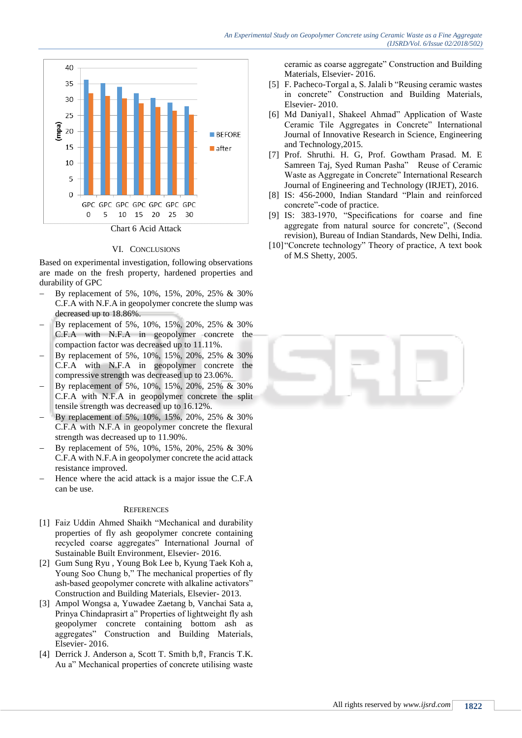40
35
30
25
20
15
10
5
0

(mpa)

GPC 0
GPC 5
GPC 10
GPC 15
GPC 20
GPC 25
GPC 30

BEFORE
after

Chart 6 Acid Attack

## VI. CONCLUSIONS

Based on experimental investigation, following observations are made on the fresh property, hardened properties and durability of GPC

- By replacement of 5%, 10%, 15%, 20%, 25% & 30% C.F.A with N.F.A in geopolymer concrete the slump was decreased up to 18.86%.
- By replacement of 5%, 10%, 15%, 20%, 25% & 30% C.F.A with N.F.A in geopolymer concrete the compaction factor was decreased up to 11.11%.
- By replacement of 5%, 10%, 15%, 20%, 25% & 30% C.F.A with N.F.A in geopolymer concrete the compressive strength was decreased up to 23.06%.
- By replacement of 5%, 10%, 15%, 20%, 25% & 30% C.F.A with N.F.A in geopolymer concrete the split tensile strength was decreased up to 16.12%.
- By replacement of 5%, 10%, 15%, 20%, 25% & 30% C.F.A with N.F.A in geopolymer concrete the flexural strength was decreased up to 11.90%.
- By replacement of 5%, 10%, 15%, 20%, 25% & 30% C.F.A with N.F.A in geopolymer concrete the acid attack resistance improved.
- Hence where the acid attack is a major issue the C.F.A can be use.

## REFERENCES

[1] Faiz Uddin Ahmed Shaikh "Mechanical and durability properties of fly ash geopolymer concrete containing recycled coarse aggregates" International Journal of Sustainable Built Environment, Elsevier- 2016.

[2] Gum Sung Ryu , Young Bok Lee b, Kyung Taek Koh a, Young Soo Chung b," The mechanical properties of fly ash-based geopolymer concrete with alkaline activators" Construction and Building Materials, Elsevier- 2013.

[3] Ampol Wongsa a, Yuwadee Zaetang b, Vanchai Sata a, Prinya Chindaprasirt a" Properties of lightweight fly ash geopolymer concrete containing bottom ash as aggregates" Construction and Building Materials, Elsevier- 2016.

[4] Derrick J. Anderson a, Scott T. Smith b,⇑, Francis T.K. Au a" Mechanical properties of concrete utilising waste ceramic as coarse aggregate" Construction and Building Materials, Elsevier- 2016.

[5] F. Pacheco-Torgal a, S. Jalali b "Reusing ceramic wastes in concrete" Construction and Building Materials, Elsevier- 2010.

[6] Md Daniyal1, Shakeel Ahmad" Application of Waste Ceramic Tile Aggregates in Concrete" International Journal of Innovative Research in Science, Engineering and Technology,2015.

[7] Prof. Shruthi. H. G, Prof. Gowtham Prasad. M. E Samreen Taj, Syed Ruman Pasha" Reuse of Ceramic Waste as Aggregate in Concrete" International Research Journal of Engineering and Technology (IRJET), 2016.

[8] IS: 456-2000, Indian Standard "Plain and reinforced concrete"-code of practice.

[9] IS: 383-1970, "Specifications for coarse and fine aggregate from natural source for concrete", (Second revision), Bureau of Indian Standards, New Delhi, India.

[10] "Concrete technology" Theory of practice, A text book of M.S Shetty, 2005.